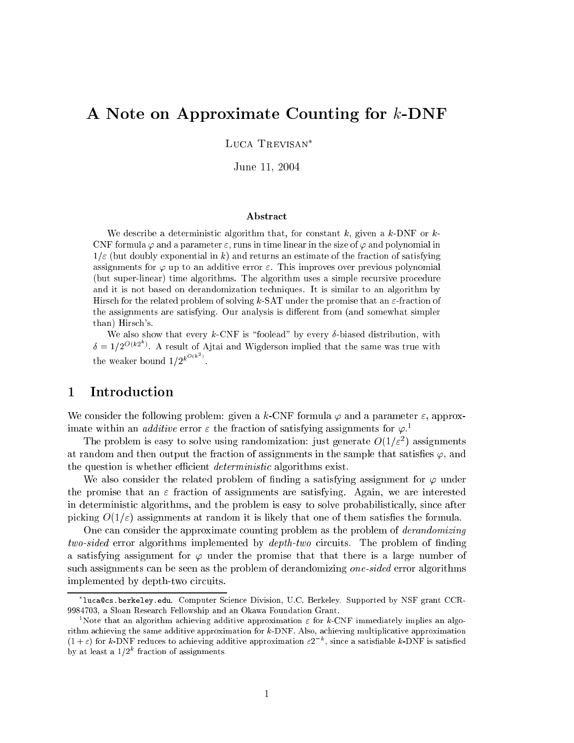# A Note on Approximate Counting for $k$-DNF

Luca Trevisan[*]

June 11, 2004

### Abstract

We describe a deterministic algorithm that, for constant $k$, given a $k$-DNF or $k$-CNF formula $\varphi$ and a parameter $\varepsilon$, runs in time linear in the size of $\varphi$ and polynomial in $1/\varepsilon$ (but doubly exponential in $k$) and returns an estimate of the fraction of satisfying assignments for $\varphi$ up to an additive error $\varepsilon$. This improves over previous polynomial (but super-linear) time algorithms. The algorithm uses a simple recursive procedure and it is not based on derandomization techniques. It is similar to an algorithm by Hirsch for the related problem of solving $k$-SAT under the promise that an $\varepsilon$-fraction of the assignments are satisfying. Our analysis is different from (and somewhat simpler than) Hirsch's.

We also show that every $k$-CNF is "foolead" by every $\delta$-biased distribution, with $\delta = 1/2^{O(k2^k)}$. A result of Ajtai and Wigderson implied that the same was true with the weaker bound $1/2^{k^{O(k^2)}}$.

## 1 Introduction

We consider the following problem: given a $k$-CNF formula $\varphi$ and a parameter $\varepsilon$, approximate within an *additive* error $\varepsilon$ the fraction of satisfying assignments for $\varphi$.[1]

The problem is easy to solve using randomization: just generate $O(1/\varepsilon^2)$ assignments at random and then output the fraction of assignments in the sample that satisfies $\varphi$, and the question is whether efficient *deterministic* algorithms exist.

We also consider the related problem of finding a satisfying assignment for $\varphi$ under the promise that an $\varepsilon$ fraction of assignments are satisfying. Again, we are interested in deterministic algorithms, and the problem is easy to solve probabilistically, since after picking $O(1/\varepsilon)$ assignments at random it is likely that one of them satisfies the formula.

One can consider the approximate counting problem as the problem of *derandomizing two-sided* error algorithms implemented by *depth-two* circuits. The problem of finding a satisfying assignment for $\varphi$ under the promise that that there is a large number of such assignments can be seen as the problem of derandomizing *one-sided* error algorithms implemented by depth-two circuits.

---

[*] luca@cs.berkeley.edu. Computer Science Division, U.C. Berkeley. Supported by NSF grant CCR-9984703, a Sloan Research Fellowship and an Okawa Foundation Grant.

[1] Note that an algorithm achieving additive approximation $\varepsilon$ for $k$-CNF immediately implies an algorithm achieving the same additive approximation for $k$-DNF. Also, achieving multiplicative approximation $(1+\varepsilon)$ for $k$-DNF reduces to achieving additive approximation $\varepsilon 2^{-k}$, since a satisfiable $k$-DNF is satisfied by at least a $1/2^k$ fraction of assignments.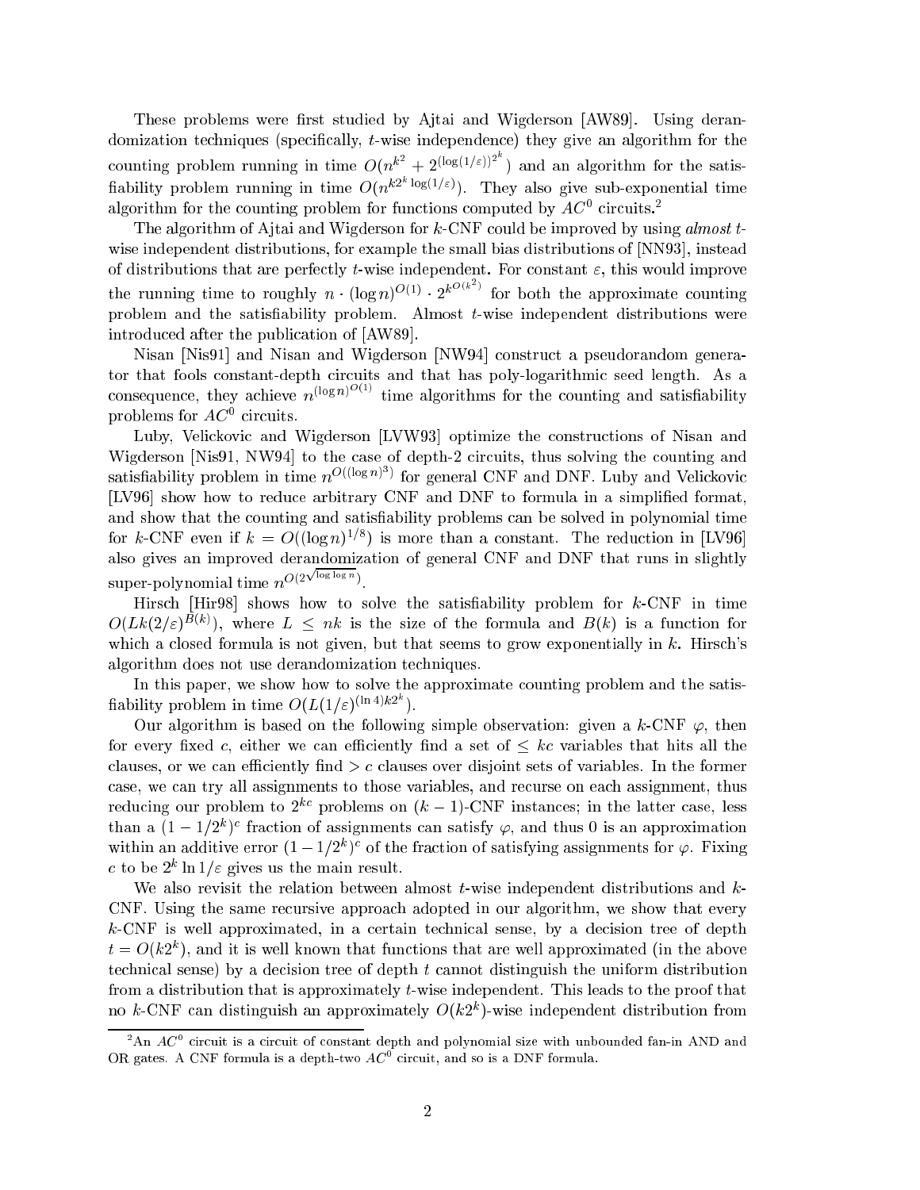These problems were first studied by Ajtai and Wigderson [AW89]. Using derandomization techniques (specifically, $t$-wise independence) they give an algorithm for the counting problem running in time $O(n^{k^2} + 2^{(\log(1/\varepsilon))^{2^k}})$ and an algorithm for the satisfiability problem running in time $O(n^{k2^k \log(1/\varepsilon)})$. They also give sub-exponential time algorithm for the counting problem for functions computed by $AC^0$ circuits.[2]

The algorithm of Ajtai and Wigderson for $k$-CNF could be improved by using *almost* $t$-wise independent distributions, for example the small bias distributions of [NN93], instead of distributions that are perfectly $t$-wise independent. For constant $\varepsilon$, this would improve the running time to roughly $n \cdot (\log n)^{O(1)} \cdot 2^{k^{O(k^2)}}$ for both the approximate counting problem and the satisfiability problem. Almost $t$-wise independent distributions were introduced after the publication of [AW89].

Nisan [Nis91] and Nisan and Wigderson [NW94] construct a pseudorandom generator that fools constant-depth circuits and that has poly-logarithmic seed length. As a consequence, they achieve $n^{(\log n)^{O(1)}}$ time algorithms for the counting and satisfiability problems for $AC^0$ circuits.

Luby, Velickovic and Wigderson [LVW93] optimize the constructions of Nisan and Wigderson [Nis91, NW94] to the case of depth-2 circuits, thus solving the counting and satisfiability problem in time $n^{O((\log n)^3)}$ for general CNF and DNF. Luby and Velickovic [LV96] show how to reduce arbitrary CNF and DNF to formula in a simplified format, and show that the counting and satisfiability problems can be solved in polynomial time for $k$-CNF even if $k = O((\log n)^{1/8})$ is more than a constant. The reduction in [LV96] also gives an improved derandomization of general CNF and DNF that runs in slightly super-polynomial time $n^{O(2^{\sqrt{\log \log n}})}$.

Hirsch [Hir98] shows how to solve the satisfiability problem for $k$-CNF in time $O(Lk(2/\varepsilon)^{B(k)})$, where $L \leq nk$ is the size of the formula and $B(k)$ is a function for which a closed formula is not given, but that seems to grow exponentially in $k$. Hirsch's algorithm does not use derandomization techniques.

In this paper, we show how to solve the approximate counting problem and the satisfiability problem in time $O(L(1/\varepsilon)^{(\ln 4)k2^k})$.

Our algorithm is based on the following simple observation: given a $k$-CNF $\varphi$, then for every fixed $c$, either we can efficiently find a set of $\leq kc$ variables that hits all the clauses, or we can efficiently find $> c$ clauses over disjoint sets of variables. In the former case, we can try all assignments to those variables, and recurse on each assignment, thus reducing our problem to $2^{kc}$ problems on $(k-1)$-CNF instances; in the latter case, less than a $(1 - 1/2^k)^c$ fraction of assignments can satisfy $\varphi$, and thus 0 is an approximation within an additive error $(1 - 1/2^k)^c$ of the fraction of satisfying assignments for $\varphi$. Fixing $c$ to be $2^k \ln 1/\varepsilon$ gives us the main result.

We also revisit the relation between almost $t$-wise independent distributions and $k$-CNF. Using the same recursive approach adopted in our algorithm, we show that every $k$-CNF is well approximated, in a certain technical sense, by a decision tree of depth $t = O(k2^k)$, and it is well known that functions that are well approximated (in the above technical sense) by a decision tree of depth $t$ cannot distinguish the uniform distribution from a distribution that is approximately $t$-wise independent. This leads to the proof that no $k$-CNF can distinguish an approximately $O(k2^k)$-wise independent distribution from

[2] An $AC^0$ circuit is a circuit of constant depth and polynomial size with unbounded fan-in AND and OR gates. A CNF formula is a depth-two $AC^0$ circuit, and so is a DNF formula.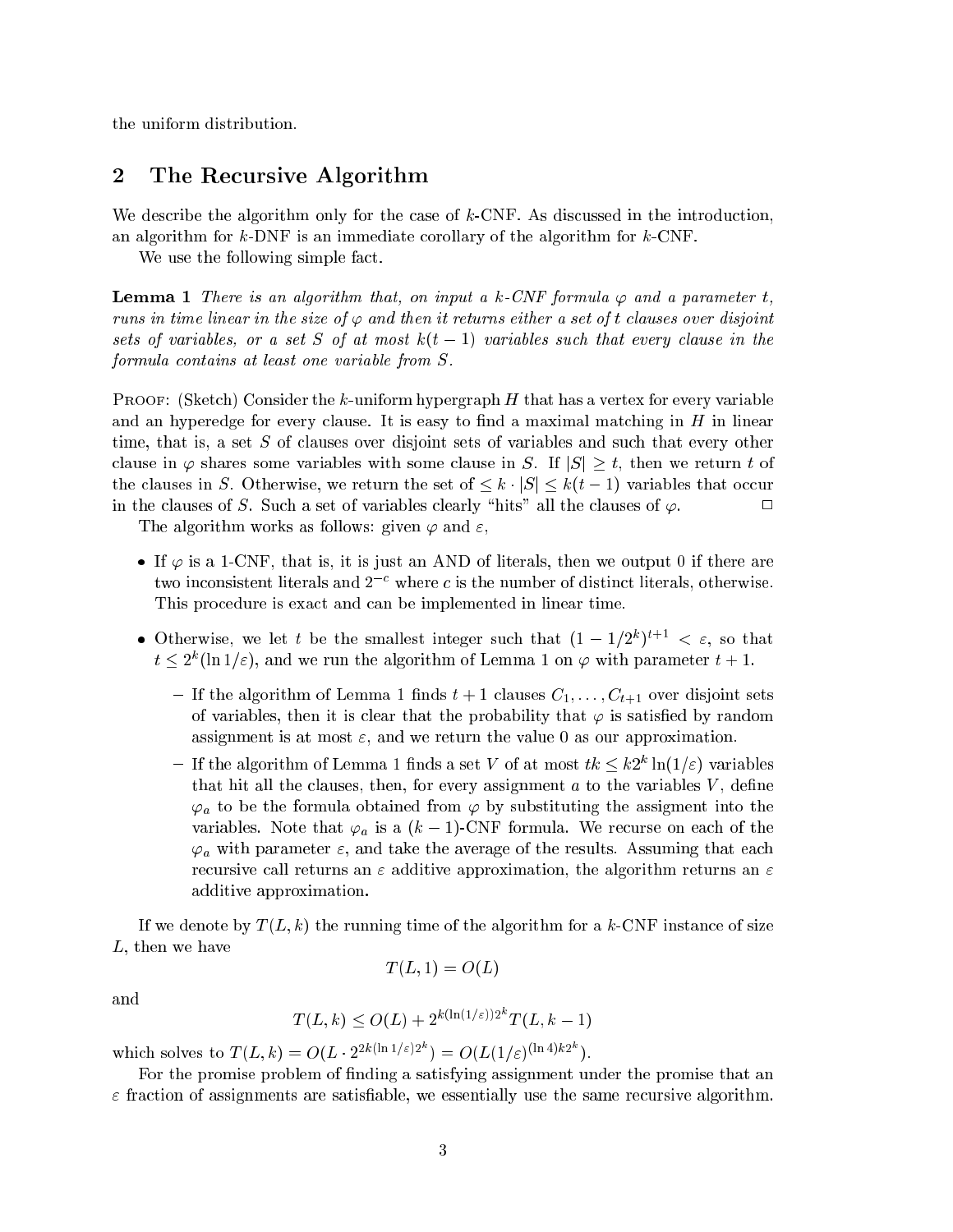the uniform distribution.

## 2 The Recursive Algorithm

We describe the algorithm only for the case of $k$-CNF. As discussed in the introduction, an algorithm for $k$-DNF is an immediate corollary of the algorithm for $k$-CNF.

We use the following simple fact.

**Lemma 1** *There is an algorithm that, on input a $k$-CNF formula $\varphi$ and a parameter $t$, runs in time linear in the size of $\varphi$ and then it returns either a set of $t$ clauses over disjoint sets of variables, or a set $S$ of at most $k(t-1)$ variables such that every clause in the formula contains at least one variable from $S$.*

Proof: (Sketch) Consider the $k$-uniform hypergraph $H$ that has a vertex for every variable and an hyperedge for every clause. It is easy to find a maximal matching in $H$ in linear time, that is, a set $S$ of clauses over disjoint sets of variables and such that every other clause in $\varphi$ shares some variables with some clause in $S$. If $|S| \geq t$, then we return $t$ of the clauses in $S$. Otherwise, we return the set of $\leq k \cdot |S| \leq k(t-1)$ variables that occur in the clauses of $S$. Such a set of variables clearly "hits" all the clauses of $\varphi$. □

The algorithm works as follows: given $\varphi$ and $\varepsilon$,

- If $\varphi$ is a 1-CNF, that is, it is just an AND of literals, then we output 0 if there are two inconsistent literals and $2^{-c}$ where $c$ is the number of distinct literals, otherwise. This procedure is exact and can be implemented in linear time.
- Otherwise, we let $t$ be the smallest integer such that $(1 - 1/2^k)^{t+1} < \varepsilon$, so that $t \leq 2^k(\ln 1/\varepsilon)$, and we run the algorithm of Lemma 1 on $\varphi$ with parameter $t+1$.
  - If the algorithm of Lemma 1 finds $t+1$ clauses $C_1, \ldots, C_{t+1}$ over disjoint sets of variables, then it is clear that the probability that $\varphi$ is satisfied by random assignment is at most $\varepsilon$, and we return the value 0 as our approximation.
  - If the algorithm of Lemma 1 finds a set $V$ of at most $tk \leq k2^k \ln(1/\varepsilon)$ variables that hit all the clauses, then, for every assignment $a$ to the variables $V$, define $\varphi_a$ to be the formula obtained from $\varphi$ by substituting the assigment into the variables. Note that $\varphi_a$ is a $(k-1)$-CNF formula. We recurse on each of the $\varphi_a$ with parameter $\varepsilon$, and take the average of the results. Assuming that each recursive call returns an $\varepsilon$ additive approximation, the algorithm returns an $\varepsilon$ additive approximation.

If we denote by $T(L, k)$ the running time of the algorithm for a $k$-CNF instance of size $L$, then we have

$$T(L, 1) = O(L)$$

and

$$T(L, k) \leq O(L) + 2^{k(\ln(1/\varepsilon))2^k} T(L, k-1)$$

which solves to $T(L, k) = O(L \cdot 2^{2k(\ln 1/\varepsilon)2^k}) = O(L(1/\varepsilon)^{(\ln 4)k2^k})$.

For the promise problem of finding a satisfying assignment under the promise that an $\varepsilon$ fraction of assignments are satisfiable, we essentially use the same recursive algorithm.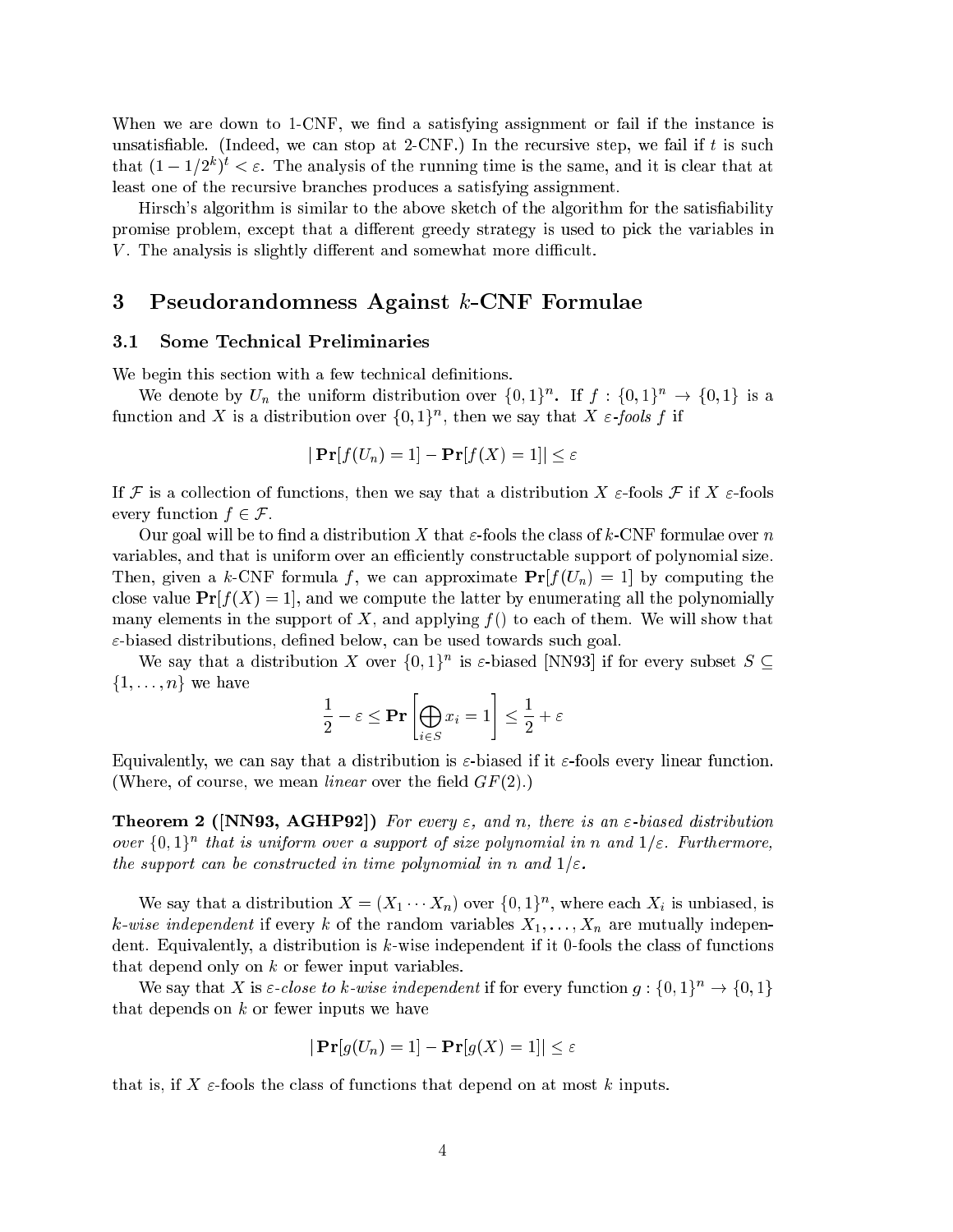When we are down to 1-CNF, we find a satisfying assignment or fail if the instance is unsatisfiable. (Indeed, we can stop at 2-CNF.) In the recursive step, we fail if $t$ is such that $(1 - 1/2^k)^t < \varepsilon$. The analysis of the running time is the same, and it is clear that at least one of the recursive branches produces a satisfying assignment.

Hirsch's algorithm is similar to the above sketch of the algorithm for the satisfiability promise problem, except that a different greedy strategy is used to pick the variables in $V$. The analysis is slightly different and somewhat more difficult.

# 3 Pseudorandomness Against $k$-CNF Formulae

## 3.1 Some Technical Preliminaries

We begin this section with a few technical definitions.

We denote by $U_n$ the uniform distribution over $\{0,1\}^n$. If $f : \{0,1\}^n \to \{0,1\}$ is a function and $X$ is a distribution over $\{0,1\}^n$, then we say that $X$ *$\varepsilon$-fools* $f$ if

$$|\,\mathbf{Pr}[f(U_n) = 1] - \mathbf{Pr}[f(X) = 1]| \leq \varepsilon$$

If $\mathcal{F}$ is a collection of functions, then we say that a distribution $X$ $\varepsilon$-fools $\mathcal{F}$ if $X$ $\varepsilon$-fools every function $f \in \mathcal{F}$.

Our goal will be to find a distribution $X$ that $\varepsilon$-fools the class of $k$-CNF formulae over $n$ variables, and that is uniform over an efficiently constructable support of polynomial size. Then, given a $k$-CNF formula $f$, we can approximate $\mathbf{Pr}[f(U_n) = 1]$ by computing the close value $\mathbf{Pr}[f(X) = 1]$, and we compute the latter by enumerating all the polynomially many elements in the support of $X$, and applying $f()$ to each of them. We will show that $\varepsilon$-biased distributions, defined below, can be used towards such goal.

We say that a distribution $X$ over $\{0,1\}^n$ is $\varepsilon$-biased [NN93] if for every subset $S \subseteq \{1, \ldots, n\}$ we have

$$\frac{1}{2} - \varepsilon \leq \mathbf{Pr}\left[\bigoplus_{i \in S} x_i = 1\right] \leq \frac{1}{2} + \varepsilon$$

Equivalently, we can say that a distribution is $\varepsilon$-biased if it $\varepsilon$-fools every linear function. (Where, of course, we mean *linear* over the field $GF(2)$.)

**Theorem 2 ([NN93, AGHP92])** *For every $\varepsilon$, and $n$, there is an $\varepsilon$-biased distribution over $\{0,1\}^n$ that is uniform over a support of size polynomial in $n$ and $1/\varepsilon$. Furthermore, the support can be constructed in time polynomial in $n$ and $1/\varepsilon$.*

We say that a distribution $X = (X_1 \cdots X_n)$ over $\{0,1\}^n$, where each $X_i$ is unbiased, is *$k$-wise independent* if every $k$ of the random variables $X_1, \ldots, X_n$ are mutually independent. Equivalently, a distribution is $k$-wise independent if it 0-fools the class of functions that depend only on $k$ or fewer input variables.

We say that $X$ is *$\varepsilon$-close to $k$-wise independent* if for every function $g : \{0,1\}^n \to \{0,1\}$ that depends on $k$ or fewer inputs we have

$$|\,\mathbf{Pr}[g(U_n) = 1] - \mathbf{Pr}[g(X) = 1]| \leq \varepsilon$$

that is, if $X$ $\varepsilon$-fools the class of functions that depend on at most $k$ inputs.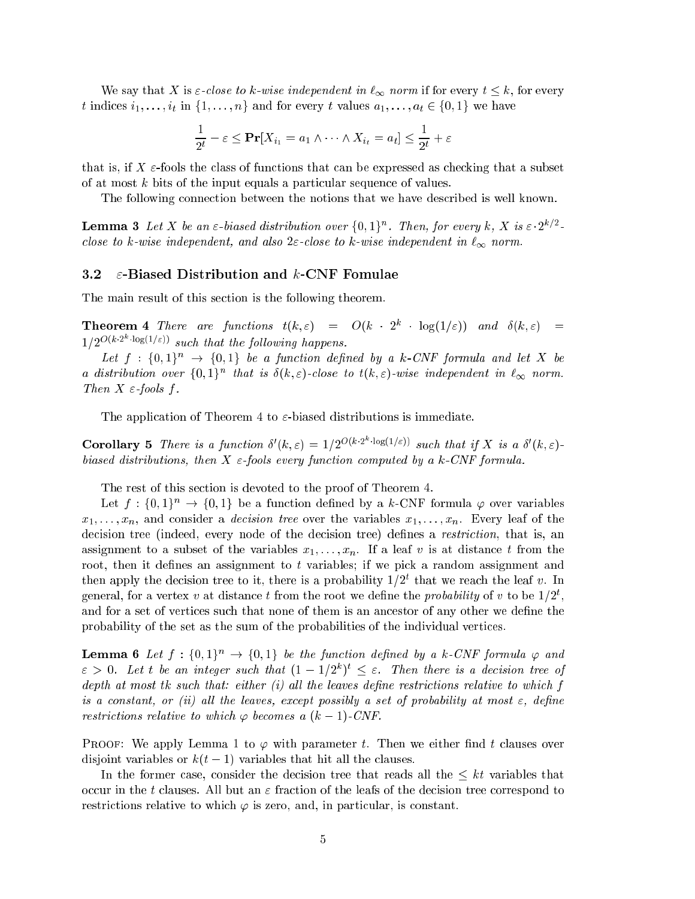We say that $X$ is *$\varepsilon$-close to $k$-wise independent in $\ell_\infty$ norm* if for every $t \leq k$, for every $t$ indices $i_1, \ldots, i_t$ in $\{1, \ldots, n\}$ and for every $t$ values $a_1, \ldots, a_t \in \{0,1\}$ we have

$$\frac{1}{2^t} - \varepsilon \leq \mathbf{Pr}[X_{i_1} = a_1 \wedge \cdots \wedge X_{i_t} = a_t] \leq \frac{1}{2^t} + \varepsilon$$

that is, if $X$ $\varepsilon$-fools the class of functions that can be expressed as checking that a subset of at most $k$ bits of the input equals a particular sequence of values.

The following connection between the notions that we have described is well known.

**Lemma 3** *Let $X$ be an $\varepsilon$-biased distribution over $\{0,1\}^n$. Then, for every $k$, $X$ is $\varepsilon \cdot 2^{k/2}$-close to $k$-wise independent, and also $2\varepsilon$-close to $k$-wise independent in $\ell_\infty$ norm.*

### 3.2 $\varepsilon$-Biased Distribution and $k$-CNF Fomulae

The main result of this section is the following theorem.

**Theorem 4** *There are functions $t(k,\varepsilon) = O(k \cdot 2^k \cdot \log(1/\varepsilon))$ and $\delta(k,\varepsilon) = 1/2^{O(k \cdot 2^k \cdot \log(1/\varepsilon))}$ such that the following happens.*

*Let $f : \{0,1\}^n \to \{0,1\}$ be a function defined by a $k$-CNF formula and let $X$ be a distribution over $\{0,1\}^n$ that is $\delta(k,\varepsilon)$-close to $t(k,\varepsilon)$-wise independent in $\ell_\infty$ norm. Then $X$ $\varepsilon$-fools $f$.*

The application of Theorem 4 to $\varepsilon$-biased distributions is immediate.

**Corollary 5** *There is a function $\delta'(k,\varepsilon) = 1/2^{O(k \cdot 2^k \cdot \log(1/\varepsilon))}$ such that if $X$ is a $\delta'(k,\varepsilon)$-biased distributions, then $X$ $\varepsilon$-fools every function computed by a $k$-CNF formula.*

The rest of this section is devoted to the proof of Theorem 4.

Let $f : \{0,1\}^n \to \{0,1\}$ be a function defined by a $k$-CNF formula $\varphi$ over variables $x_1, \ldots, x_n$, and consider a *decision tree* over the variables $x_1, \ldots, x_n$. Every leaf of the decision tree (indeed, every node of the decision tree) defines a *restriction*, that is, an assignment to a subset of the variables $x_1, \ldots, x_n$. If a leaf $v$ is at distance $t$ from the root, then it defines an assignment to $t$ variables; if we pick a random assignment and then apply the decision tree to it, there is a probability $1/2^t$ that we reach the leaf $v$. In general, for a vertex $v$ at distance $t$ from the root we define the *probability* of $v$ to be $1/2^t$, and for a set of vertices such that none of them is an ancestor of any other we define the probability of the set as the sum of the probabilities of the individual vertices.

**Lemma 6** *Let $f : \{0,1\}^n \to \{0,1\}$ be the function defined by a $k$-CNF formula $\varphi$ and $\varepsilon > 0$. Let $t$ be an integer such that $(1 - 1/2^k)^t \leq \varepsilon$. Then there is a decision tree of depth at most $tk$ such that: either (i) all the leaves define restrictions relative to which $f$ is a constant, or (ii) all the leaves, except possibly a set of probability at most $\varepsilon$, define restrictions relative to which $\varphi$ becomes a $(k-1)$-CNF.*

PROOF: We apply Lemma 1 to $\varphi$ with parameter $t$. Then we either find $t$ clauses over disjoint variables or $k(t-1)$ variables that hit all the clauses.

In the former case, consider the decision tree that reads all the $\leq kt$ variables that occur in the $t$ clauses. All but an $\varepsilon$ fraction of the leafs of the decision tree correspond to restrictions relative to which $\varphi$ is zero, and, in particular, is constant.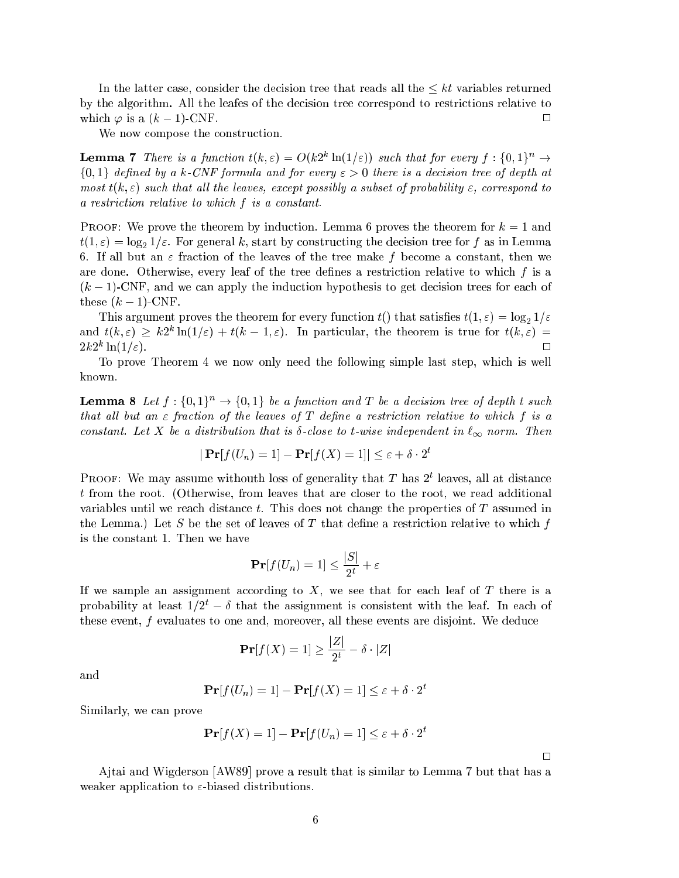In the latter case, consider the decision tree that reads all the $\leq kt$ variables returned by the algorithm. All the leafes of the decision tree correspond to restrictions relative to which $\varphi$ is a $(k-1)$-CNF. □

We now compose the construction.

**Lemma 7** *There is a function $t(k, \varepsilon) = O(k2^k \ln(1/\varepsilon))$ such that for every $f : \{0,1\}^n \rightarrow \{0,1\}$ defined by a $k$-CNF formula and for every $\varepsilon > 0$ there is a decision tree of depth at most $t(k, \varepsilon)$ such that all the leaves, except possibly a subset of probability $\varepsilon$, correspond to a restriction relative to which $f$ is a constant.*

Proof: We prove the theorem by induction. Lemma 6 proves the theorem for $k = 1$ and $t(1, \varepsilon) = \log_2 1/\varepsilon$. For general $k$, start by constructing the decision tree for $f$ as in Lemma 6. If all but an $\varepsilon$ fraction of the leaves of the tree make $f$ become a constant, then we are done. Otherwise, every leaf of the tree defines a restriction relative to which $f$ is a $(k-1)$-CNF, and we can apply the induction hypothesis to get decision trees for each of these $(k-1)$-CNF.

This argument proves the theorem for every function $t()$ that satisfies $t(1, \varepsilon) = \log_2 1/\varepsilon$ and $t(k, \varepsilon) \geq k2^k \ln(1/\varepsilon) + t(k-1, \varepsilon)$. In particular, the theorem is true for $t(k, \varepsilon) = 2k2^k \ln(1/\varepsilon)$. □

To prove Theorem 4 we now only need the following simple last step, which is well known.

**Lemma 8** *Let $f : \{0,1\}^n \rightarrow \{0,1\}$ be a function and $T$ be a decision tree of depth $t$ such that all but an $\varepsilon$ fraction of the leaves of $T$ define a restriction relative to which $f$ is a constant. Let $X$ be a distribution that is $\delta$-close to $t$-wise independent in $\ell_\infty$ norm. Then*

$$|\,\mathbf{Pr}[f(U_n) = 1] - \mathbf{Pr}[f(X) = 1]| \leq \varepsilon + \delta \cdot 2^t$$

Proof: We may assume withouth loss of generality that $T$ has $2^t$ leaves, all at distance $t$ from the root. (Otherwise, from leaves that are closer to the root, we read additional variables until we reach distance $t$. This does not change the properties of $T$ assumed in the Lemma.) Let $S$ be the set of leaves of $T$ that define a restriction relative to which $f$ is the constant 1. Then we have

$$\mathbf{Pr}[f(U_n) = 1] \leq \frac{|S|}{2^t} + \varepsilon$$

If we sample an assignment according to $X$, we see that for each leaf of $T$ there is a probability at least $1/2^t - \delta$ that the assignment is consistent with the leaf. In each of these event, $f$ evaluates to one and, moreover, all these events are disjoint. We deduce

$$\mathbf{Pr}[f(X) = 1] \geq \frac{|Z|}{2^t} - \delta \cdot |Z|$$

and

$$\mathbf{Pr}[f(U_n) = 1] - \mathbf{Pr}[f(X) = 1] \leq \varepsilon + \delta \cdot 2^t$$

Similarly, we can prove

$$\mathbf{Pr}[f(X) = 1] - \mathbf{Pr}[f(U_n) = 1] \leq \varepsilon + \delta \cdot 2^t$$

□

Ajtai and Wigderson [AW89] prove a result that is similar to Lemma 7 but that has a weaker application to $\varepsilon$-biased distributions.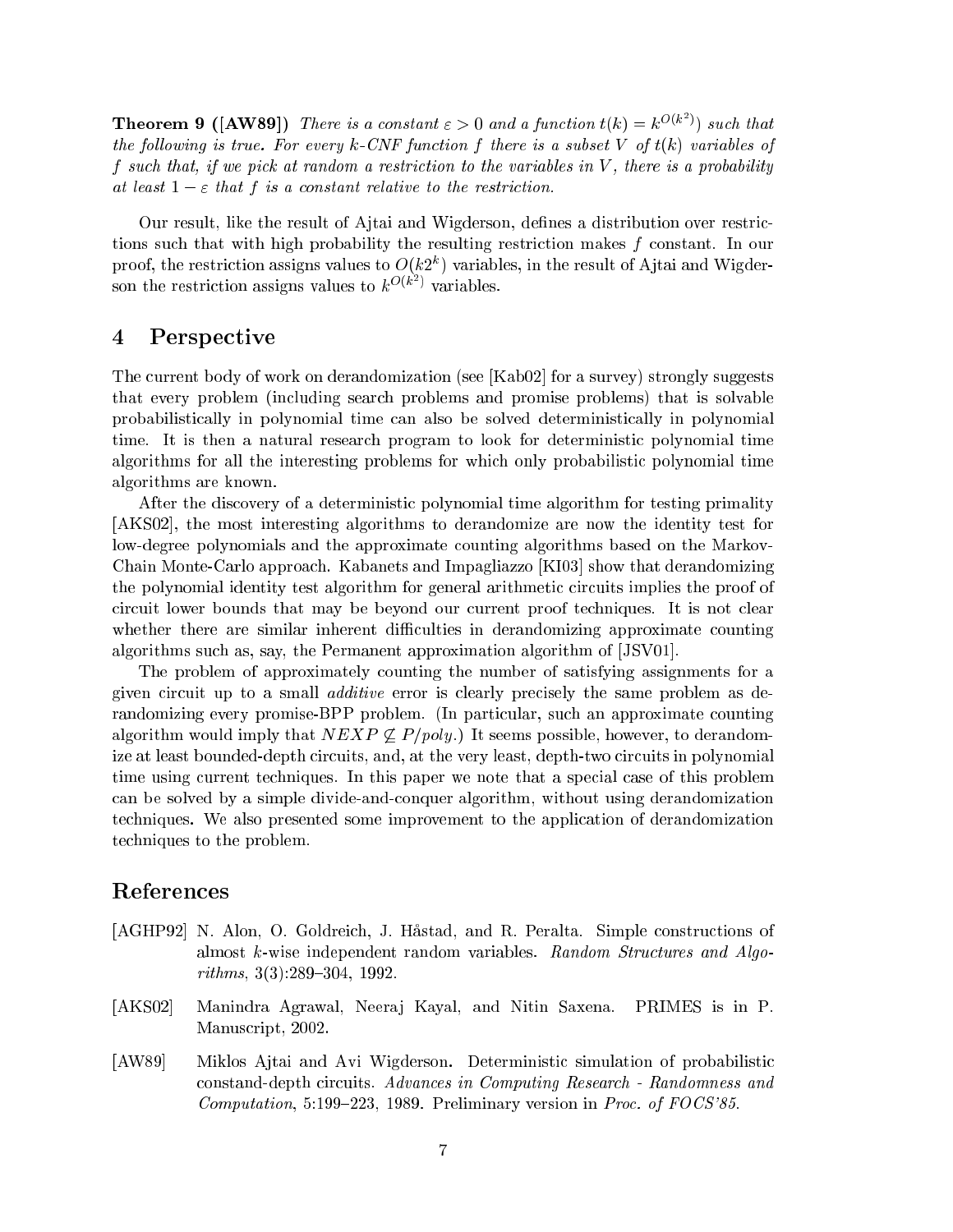**Theorem 9 ([AW89])** *There is a constant $\varepsilon > 0$ and a function $t(k) = k^{O(k^2)}$ such that the following is true. For every $k$-CNF function $f$ there is a subset $V$ of $t(k)$ variables of $f$ such that, if we pick at random a restriction to the variables in $V$, there is a probability at least $1 - \varepsilon$ that $f$ is a constant relative to the restriction.*

Our result, like the result of Ajtai and Wigderson, defines a distribution over restrictions such that with high probability the resulting restriction makes $f$ constant. In our proof, the restriction assigns values to $O(k2^k)$ variables, in the result of Ajtai and Wigderson the restriction assigns values to $k^{O(k^2)}$ variables.

## 4 Perspective

The current body of work on derandomization (see [Kab02] for a survey) strongly suggests that every problem (including search problems and promise problems) that is solvable probabilistically in polynomial time can also be solved deterministically in polynomial time. It is then a natural research program to look for deterministic polynomial time algorithms for all the interesting problems for which only probabilistic polynomial time algorithms are known.

After the discovery of a deterministic polynomial time algorithm for testing primality [AKS02], the most interesting algorithms to derandomize are now the identity test for low-degree polynomials and the approximate counting algorithms based on the Markov-Chain Monte-Carlo approach. Kabanets and Impagliazzo [KI03] show that derandomizing the polynomial identity test algorithm for general arithmetic circuits implies the proof of circuit lower bounds that may be beyond our current proof techniques. It is not clear whether there are similar inherent difficulties in derandomizing approximate counting algorithms such as, say, the Permanent approximation algorithm of [JSV01].

The problem of approximately counting the number of satisfying assignments for a given circuit up to a small *additive* error is clearly precisely the same problem as derandomizing every promise-BPP problem. (In particular, such an approximate counting algorithm would imply that $NEXP \not\subseteq P/poly$.) It seems possible, however, to derandomize at least bounded-depth circuits, and, at the very least, depth-two circuits in polynomial time using current techniques. In this paper we note that a special case of this problem can be solved by a simple divide-and-conquer algorithm, without using derandomization techniques. We also presented some improvement to the application of derandomization techniques to the problem.

## References

[AGHP92] N. Alon, O. Goldreich, J. Håstad, and R. Peralta. Simple constructions of almost $k$-wise independent random variables. *Random Structures and Algorithms*, 3(3):289–304, 1992.

[AKS02] Manindra Agrawal, Neeraj Kayal, and Nitin Saxena. PRIMES is in P. Manuscript, 2002.

[AW89] Miklos Ajtai and Avi Wigderson. Deterministic simulation of probabilistic constand-depth circuits. *Advances in Computing Research - Randomness and Computation*, 5:199–223, 1989. Preliminary version in *Proc. of FOCS'85*.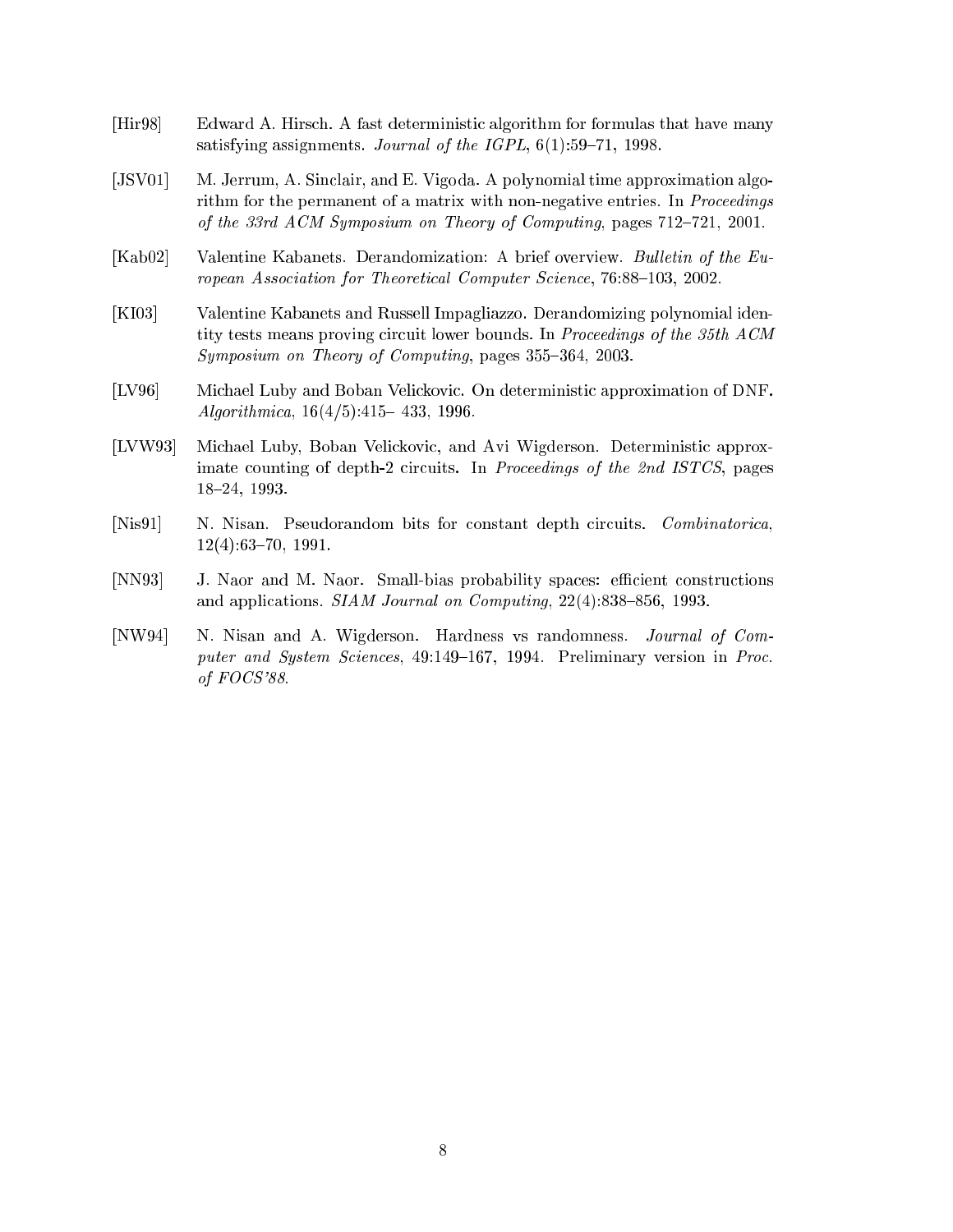[Hir98] Edward A. Hirsch. A fast deterministic algorithm for formulas that have many satisfying assignments. *Journal of the IGPL*, 6(1):59–71, 1998.

[JSV01] M. Jerrum, A. Sinclair, and E. Vigoda. A polynomial time approximation algorithm for the permanent of a matrix with non-negative entries. In *Proceedings of the 33rd ACM Symposium on Theory of Computing*, pages 712–721, 2001.

[Kab02] Valentine Kabanets. Derandomization: A brief overview. *Bulletin of the European Association for Theoretical Computer Science*, 76:88–103, 2002.

[KI03] Valentine Kabanets and Russell Impagliazzo. Derandomizing polynomial identity tests means proving circuit lower bounds. In *Proceedings of the 35th ACM Symposium on Theory of Computing*, pages 355–364, 2003.

[LV96] Michael Luby and Boban Velickovic. On deterministic approximation of DNF. *Algorithmica*, 16(4/5):415– 433, 1996.

[LVW93] Michael Luby, Boban Velickovic, and Avi Wigderson. Deterministic approximate counting of depth-2 circuits. In *Proceedings of the 2nd ISTCS*, pages 18–24, 1993.

[Nis91] N. Nisan. Pseudorandom bits for constant depth circuits. *Combinatorica*, 12(4):63–70, 1991.

[NN93] J. Naor and M. Naor. Small-bias probability spaces: efficient constructions and applications. *SIAM Journal on Computing*, 22(4):838–856, 1993.

[NW94] N. Nisan and A. Wigderson. Hardness vs randomness. *Journal of Computer and System Sciences*, 49:149–167, 1994. Preliminary version in *Proc. of FOCS'88*.